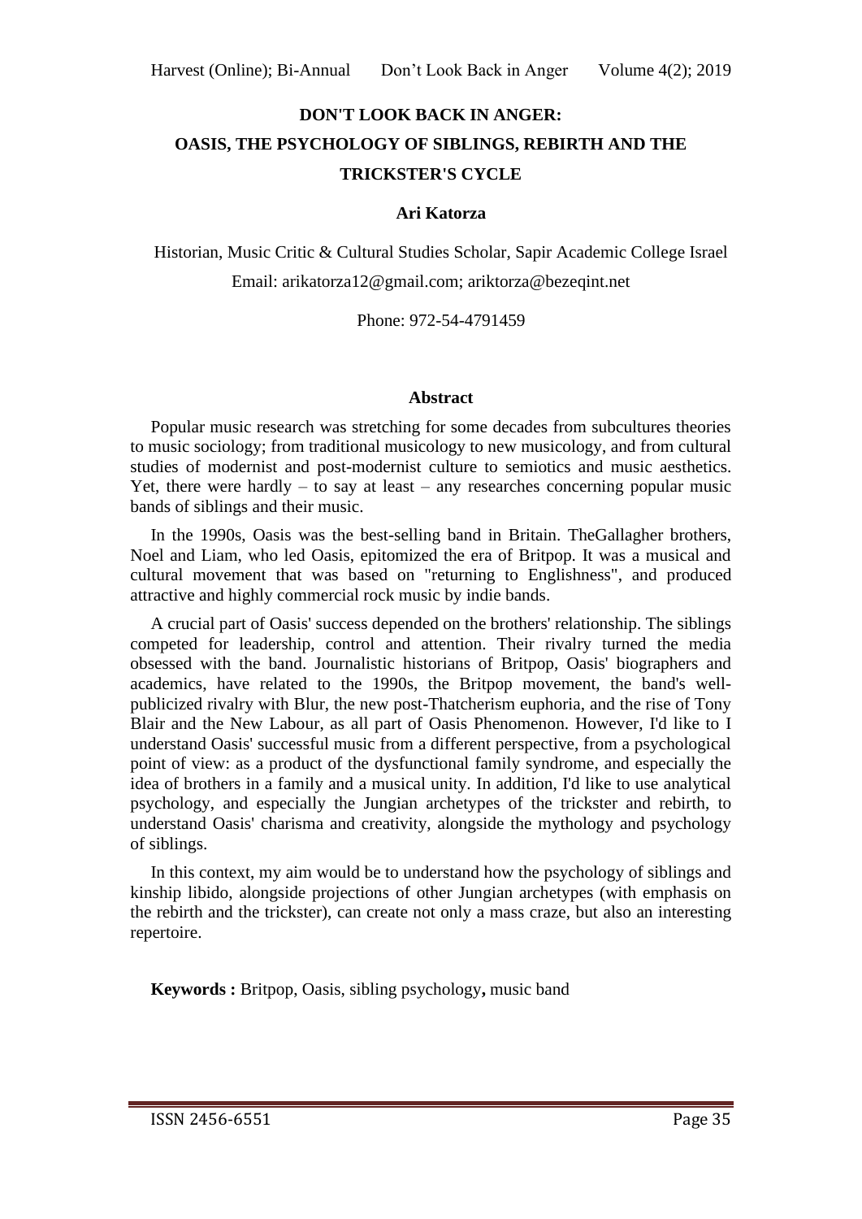# DON'T LOOK BACK IN ANGER: OASIS, THE PSYCHOLOGY OF SIBLINGS, REBIRTH AND THE TRICKSTER'S CYCLE

**Ari Katorza**

Historian, Music Critic & Cultural Studies Scholar, Sapir Academic College Israel

Email: arikatorza12@gmail.com; ariktorza@bezeqint.net

Phone: 972-54-4791459

## Abstract

Popular music research was stretching for some decades from subcultures theories to music sociology; from traditional musicology to new musicology, and from cultural studies of modernist and post-modernist culture to semiotics and music aesthetics. Yet, there were hardly – to say at least – any researches concerning popular music bands of siblings and their music.

In the 1990s, Oasis was the best-selling band in Britain. TheGallagher brothers, Noel and Liam, who led Oasis, epitomized the era of Britpop. It was a musical and cultural movement that was based on "returning to Englishness", and produced attractive and highly commercial rock music by indie bands.

A crucial part of Oasis' success depended on the brothers' relationship. The siblings competed for leadership, control and attention. Their rivalry turned the media obsessed with the band. Journalistic historians of Britpop, Oasis' biographers and academics, have related to the 1990s, the Britpop movement, the band's well-publicized rivalry with Blur, the new post-Thatcherism euphoria, and the rise of Tony Blair and the New Labour, as all part of Oasis Phenomenon. However, I'd like to I understand Oasis' successful music from a different perspective, from a psychological point of view: as a product of the dysfunctional family syndrome, and especially the idea of brothers in a family and a musical unity. In addition, I'd like to use analytical psychology, and especially the Jungian archetypes of the trickster and rebirth, to understand Oasis' charisma and creativity, alongside the mythology and psychology of siblings.

In this context, my aim would be to understand how the psychology of siblings and kinship libido, alongside projections of other Jungian archetypes (with emphasis on the rebirth and the trickster), can create not only a mass craze, but also an interesting repertoire.

**Keywords :** Britpop, Oasis, sibling psychology**,** music band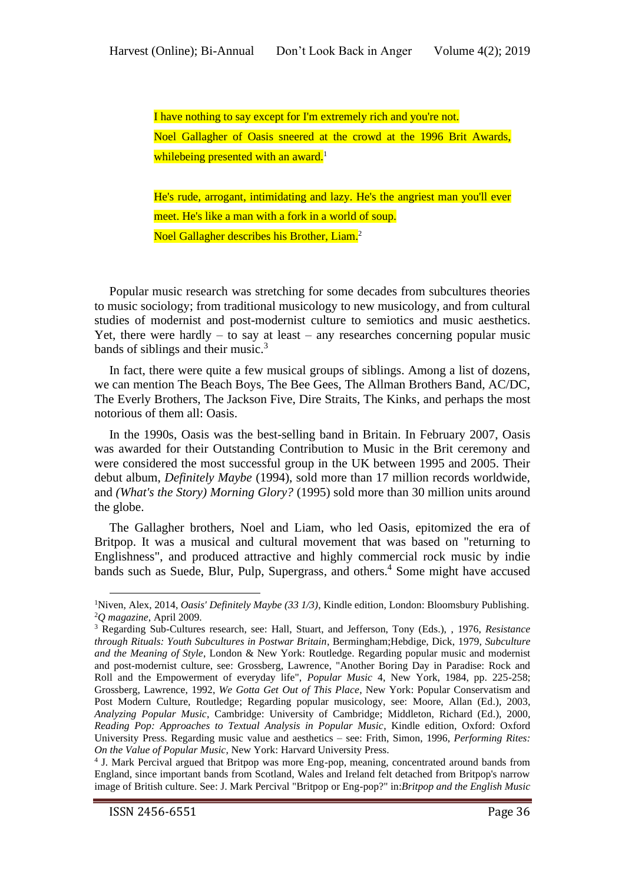> I have nothing to say except for I'm extremely rich and you're not.
>
> Noel Gallagher of Oasis sneered at the crowd at the 1996 Brit Awards, whilebeing presented with an award.[1]

> He's rude, arrogant, intimidating and lazy. He's the angriest man you'll ever meet. He's like a man with a fork in a world of soup.
>
> Noel Gallagher describes his Brother, Liam.[2]

Popular music research was stretching for some decades from subcultures theories to music sociology; from traditional musicology to new musicology, and from cultural studies of modernist and post-modernist culture to semiotics and music aesthetics. Yet, there were hardly – to say at least – any researches concerning popular music bands of siblings and their music.[3]

In fact, there were quite a few musical groups of siblings. Among a list of dozens, we can mention The Beach Boys, The Bee Gees, The Allman Brothers Band, AC/DC, The Everly Brothers, The Jackson Five, Dire Straits, The Kinks, and perhaps the most notorious of them all: Oasis.

In the 1990s, Oasis was the best-selling band in Britain. In February 2007, Oasis was awarded for their Outstanding Contribution to Music in the Brit ceremony and were considered the most successful group in the UK between 1995 and 2005. Their debut album, *Definitely Maybe* (1994), sold more than 17 million records worldwide, and *(What's the Story) Morning Glory?* (1995) sold more than 30 million units around the globe.

The Gallagher brothers, Noel and Liam, who led Oasis, epitomized the era of Britpop. It was a musical and cultural movement that was based on "returning to Englishness", and produced attractive and highly commercial rock music by indie bands such as Suede, Blur, Pulp, Supergrass, and others.[4] Some might have accused

---

[1] Niven, Alex, 2014, *Oasis' Definitely Maybe (33 1/3)*, Kindle edition, London: Bloomsbury Publishing.

[2] *Q magazine*, April 2009.

[3] Regarding Sub-Cultures research, see: Hall, Stuart, and Jefferson, Tony (Eds.), , 1976, *Resistance through Rituals: Youth Subcultures in Postwar Britain*, Bermingham;Hebdige, Dick, 1979, *Subculture and the Meaning of Style*, London & New York: Routledge. Regarding popular music and modernist and post-modernist culture, see: Grossberg, Lawrence, "Another Boring Day in Paradise: Rock and Roll and the Empowerment of everyday life", *Popular Music* 4, New York, 1984, pp. 225-258; Grossberg, Lawrence, 1992, *We Gotta Get Out of This Place*, New York: Popular Conservatism and Post Modern Culture, Routledge; Regarding popular musicology, see: Moore, Allan (Ed.), 2003, *Analyzing Popular Music*, Cambridge: University of Cambridge; Middleton, Richard (Ed.), 2000, *Reading Pop: Approaches to Textual Analysis in Popular Music*, Kindle edition, Oxford: Oxford University Press. Regarding music value and aesthetics – see: Frith, Simon, 1996, *Performing Rites: On the Value of Popular Music*, New York: Harvard University Press.

[4] J. Mark Percival argued that Britpop was more Eng-pop, meaning, concentrated around bands from England, since important bands from Scotland, Wales and Ireland felt detached from Britpop's narrow image of British culture. See: J. Mark Percival "Britpop or Eng-pop?" in:*Britpop and the English Music*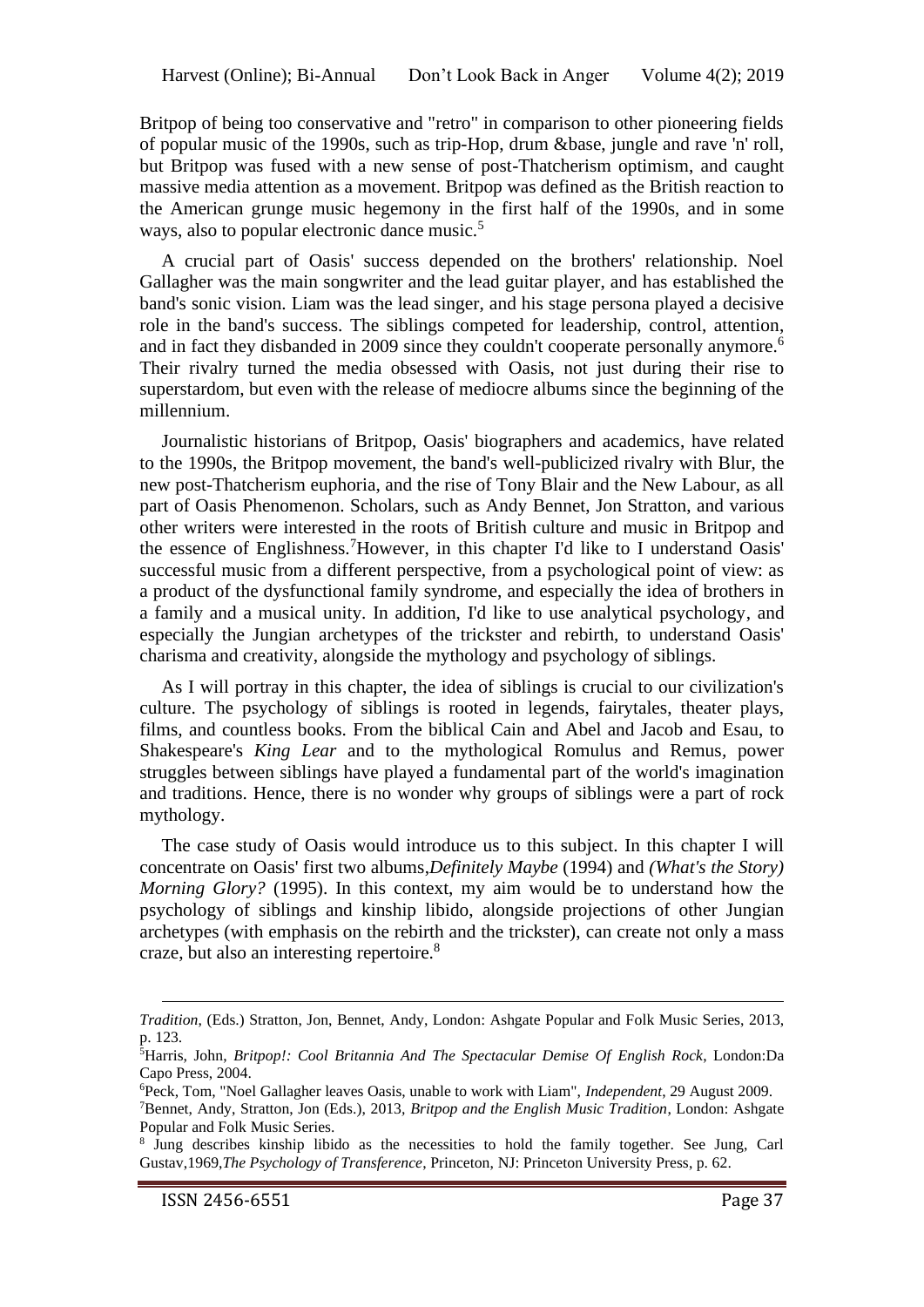Britpop of being too conservative and "retro" in comparison to other pioneering fields of popular music of the 1990s, such as trip-Hop, drum &base, jungle and rave 'n' roll, but Britpop was fused with a new sense of post-Thatcherism optimism, and caught massive media attention as a movement. Britpop was defined as the British reaction to the American grunge music hegemony in the first half of the 1990s, and in some ways, also to popular electronic dance music.[5]

A crucial part of Oasis' success depended on the brothers' relationship. Noel Gallagher was the main songwriter and the lead guitar player, and has established the band's sonic vision. Liam was the lead singer, and his stage persona played a decisive role in the band's success. The siblings competed for leadership, control, attention, and in fact they disbanded in 2009 since they couldn't cooperate personally anymore.[6] Their rivalry turned the media obsessed with Oasis, not just during their rise to superstardom, but even with the release of mediocre albums since the beginning of the millennium.

Journalistic historians of Britpop, Oasis' biographers and academics, have related to the 1990s, the Britpop movement, the band's well-publicized rivalry with Blur, the new post-Thatcherism euphoria, and the rise of Tony Blair and the New Labour, as all part of Oasis Phenomenon. Scholars, such as Andy Bennet, Jon Stratton, and various other writers were interested in the roots of British culture and music in Britpop and the essence of Englishness.[7]However, in this chapter I'd like to I understand Oasis' successful music from a different perspective, from a psychological point of view: as a product of the dysfunctional family syndrome, and especially the idea of brothers in a family and a musical unity. In addition, I'd like to use analytical psychology, and especially the Jungian archetypes of the trickster and rebirth, to understand Oasis' charisma and creativity, alongside the mythology and psychology of siblings.

As I will portray in this chapter, the idea of siblings is crucial to our civilization's culture. The psychology of siblings is rooted in legends, fairytales, theater plays, films, and countless books. From the biblical Cain and Abel and Jacob and Esau, to Shakespeare's *King Lear* and to the mythological Romulus and Remus, power struggles between siblings have played a fundamental part of the world's imagination and traditions. Hence, there is no wonder why groups of siblings were a part of rock mythology.

The case study of Oasis would introduce us to this subject. In this chapter I will concentrate on Oasis' first two albums,*Definitely Maybe* (1994) and *(What's the Story) Morning Glory?* (1995). In this context, my aim would be to understand how the psychology of siblings and kinship libido, alongside projections of other Jungian archetypes (with emphasis on the rebirth and the trickster), can create not only a mass craze, but also an interesting repertoire.[8]

---

*Tradition*, (Eds.) Stratton, Jon, Bennet, Andy, London: Ashgate Popular and Folk Music Series, 2013, p. 123.

[5]Harris, John, *Britpop!: Cool Britannia And The Spectacular Demise Of English Rock*, London:Da Capo Press, 2004.

[6]Peck, Tom, "Noel Gallagher leaves Oasis, unable to work with Liam", *Independent*, 29 August 2009.

[7]Bennet, Andy, Stratton, Jon (Eds.), 2013, *Britpop and the English Music Tradition*, London: Ashgate Popular and Folk Music Series.

[8] Jung describes kinship libido as the necessities to hold the family together. See Jung, Carl Gustav,1969,*The Psychology of Transference*, Princeton, NJ: Princeton University Press, p. 62.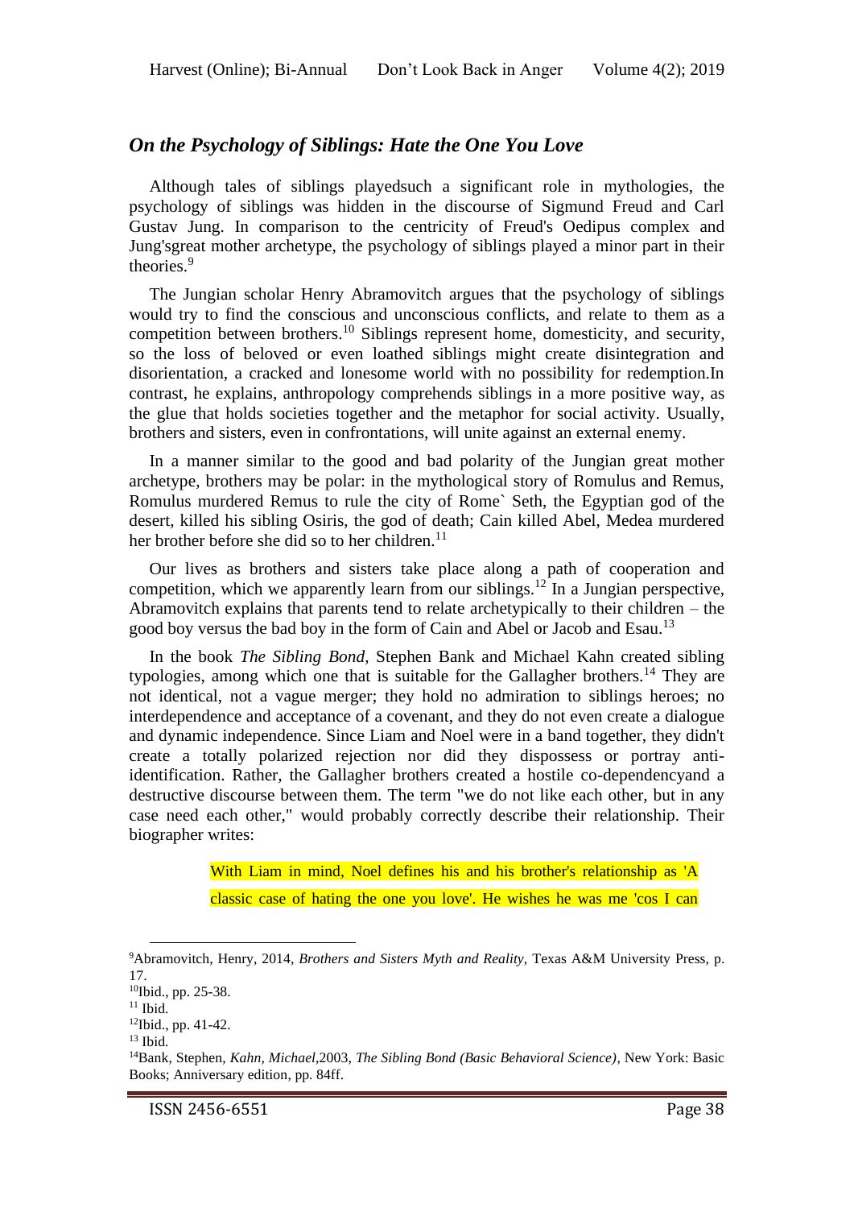## *On the Psychology of Siblings: Hate the One You Love*

Although tales of siblings playedsuch a significant role in mythologies, the psychology of siblings was hidden in the discourse of Sigmund Freud and Carl Gustav Jung. In comparison to the centricity of Freud's Oedipus complex and Jung'sgreat mother archetype, the psychology of siblings played a minor part in their theories.[9]

The Jungian scholar Henry Abramovitch argues that the psychology of siblings would try to find the conscious and unconscious conflicts, and relate to them as a competition between brothers.[10] Siblings represent home, domesticity, and security, so the loss of beloved or even loathed siblings might create disintegration and disorientation, a cracked and lonesome world with no possibility for redemption.In contrast, he explains, anthropology comprehends siblings in a more positive way, as the glue that holds societies together and the metaphor for social activity. Usually, brothers and sisters, even in confrontations, will unite against an external enemy.

In a manner similar to the good and bad polarity of the Jungian great mother archetype, brothers may be polar: in the mythological story of Romulus and Remus, Romulus murdered Remus to rule the city of Rome` Seth, the Egyptian god of the desert, killed his sibling Osiris, the god of death; Cain killed Abel, Medea murdered her brother before she did so to her children.[11]

Our lives as brothers and sisters take place along a path of cooperation and competition, which we apparently learn from our siblings.[12] In a Jungian perspective, Abramovitch explains that parents tend to relate archetypically to their children – the good boy versus the bad boy in the form of Cain and Abel or Jacob and Esau.[13]

In the book *The Sibling Bond*, Stephen Bank and Michael Kahn created sibling typologies, among which one that is suitable for the Gallagher brothers.[14] They are not identical, not a vague merger; they hold no admiration to siblings heroes; no interdependence and acceptance of a covenant, and they do not even create a dialogue and dynamic independence. Since Liam and Noel were in a band together, they didn't create a totally polarized rejection nor did they dispossess or portray anti-identification. Rather, the Gallagher brothers created a hostile co-dependencyand a destructive discourse between them. The term "we do not like each other, but in any case need each other," would probably correctly describe their relationship. Their biographer writes:

> With Liam in mind, Noel defines his and his brother's relationship as 'A classic case of hating the one you love'. He wishes he was me 'cos I can

---

[9]Abramovitch, Henry, 2014, *Brothers and Sisters Myth and Reality*, Texas A&M University Press, p. 17.

[10]Ibid., pp. 25-38.

[11] Ibid.

[12]Ibid., pp. 41-42.

[13] Ibid.

[14]Bank, Stephen, *Kahn, Michael*,2003, *The Sibling Bond (Basic Behavioral Science)*, New York: Basic Books; Anniversary edition, pp. 84ff.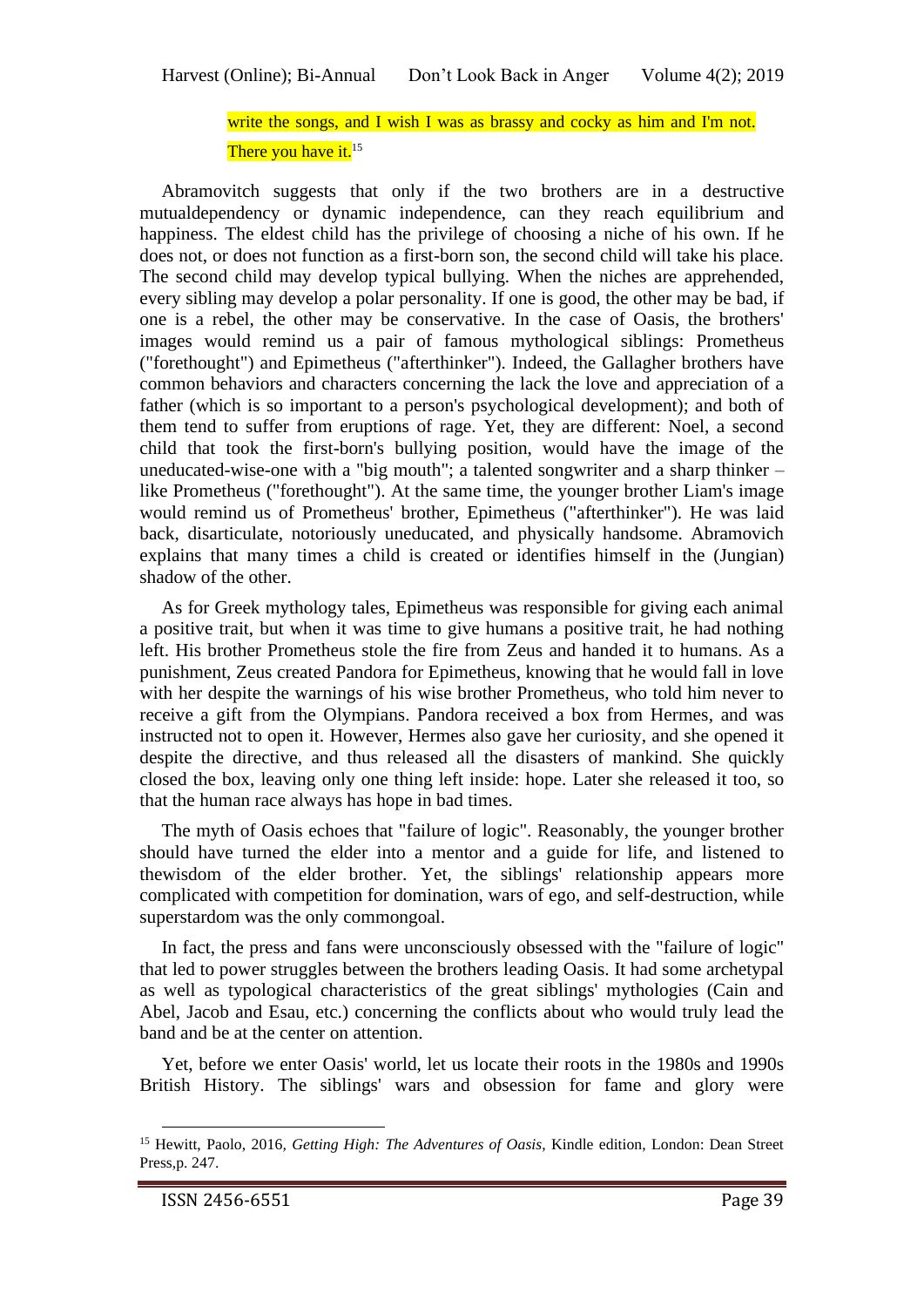write the songs, and I wish I was as brassy and cocky as him and I'm not. There you have it.[15]

Abramovitch suggests that only if the two brothers are in a destructive mutualdependency or dynamic independence, can they reach equilibrium and happiness. The eldest child has the privilege of choosing a niche of his own. If he does not, or does not function as a first-born son, the second child will take his place. The second child may develop typical bullying. When the niches are apprehended, every sibling may develop a polar personality. If one is good, the other may be bad, if one is a rebel, the other may be conservative. In the case of Oasis, the brothers' images would remind us a pair of famous mythological siblings: Prometheus ("forethought") and Epimetheus ("afterthinker"). Indeed, the Gallagher brothers have common behaviors and characters concerning the lack the love and appreciation of a father (which is so important to a person's psychological development); and both of them tend to suffer from eruptions of rage. Yet, they are different: Noel, a second child that took the first-born's bullying position, would have the image of the uneducated-wise-one with a "big mouth"; a talented songwriter and a sharp thinker – like Prometheus ("forethought"). At the same time, the younger brother Liam's image would remind us of Prometheus' brother, Epimetheus ("afterthinker"). He was laid back, disarticulate, notoriously uneducated, and physically handsome. Abramovich explains that many times a child is created or identifies himself in the (Jungian) shadow of the other.

As for Greek mythology tales, Epimetheus was responsible for giving each animal a positive trait, but when it was time to give humans a positive trait, he had nothing left. His brother Prometheus stole the fire from Zeus and handed it to humans. As a punishment, Zeus created Pandora for Epimetheus, knowing that he would fall in love with her despite the warnings of his wise brother Prometheus, who told him never to receive a gift from the Olympians. Pandora received a box from Hermes, and was instructed not to open it. However, Hermes also gave her curiosity, and she opened it despite the directive, and thus released all the disasters of mankind. She quickly closed the box, leaving only one thing left inside: hope. Later she released it too, so that the human race always has hope in bad times.

The myth of Oasis echoes that "failure of logic". Reasonably, the younger brother should have turned the elder into a mentor and a guide for life, and listened to thewisdom of the elder brother. Yet, the siblings' relationship appears more complicated with competition for domination, wars of ego, and self-destruction, while superstardom was the only commongoal.

In fact, the press and fans were unconsciously obsessed with the "failure of logic" that led to power struggles between the brothers leading Oasis. It had some archetypal as well as typological characteristics of the great siblings' mythologies (Cain and Abel, Jacob and Esau, etc.) concerning the conflicts about who would truly lead the band and be at the center on attention.

Yet, before we enter Oasis' world, let us locate their roots in the 1980s and 1990s British History. The siblings' wars and obsession for fame and glory were

---

[15] Hewitt, Paolo, 2016, *Getting High: The Adventures of Oasis*, Kindle edition, London: Dean Street Press,p. 247.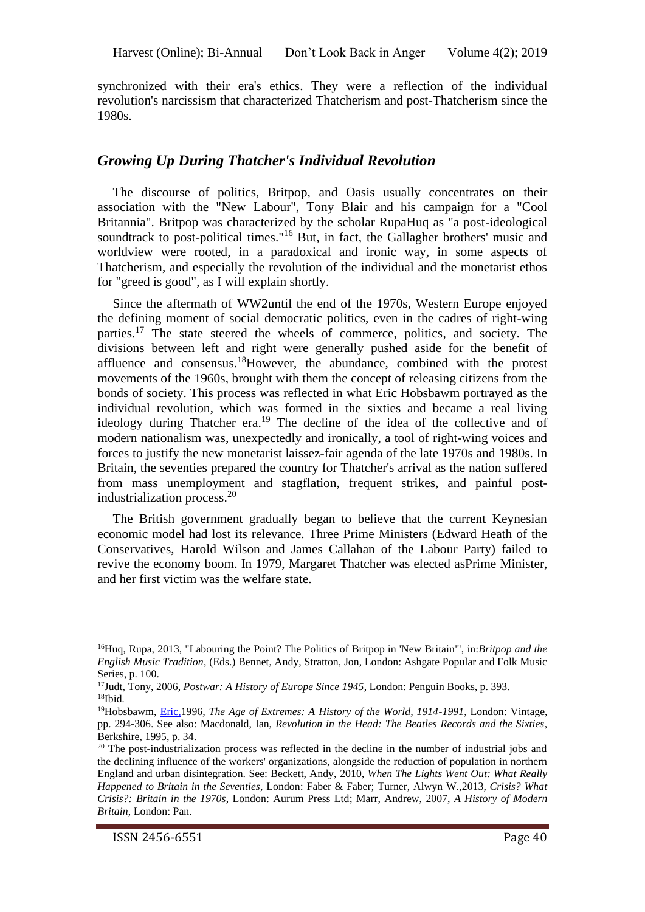synchronized with their era's ethics. They were a reflection of the individual revolution's narcissism that characterized Thatcherism and post-Thatcherism since the 1980s.

## *Growing Up During Thatcher's Individual Revolution*

The discourse of politics, Britpop, and Oasis usually concentrates on their association with the "New Labour", Tony Blair and his campaign for a "Cool Britannia". Britpop was characterized by the scholar RupaHuq as "a post-ideological soundtrack to post-political times."[16] But, in fact, the Gallagher brothers' music and worldview were rooted, in a paradoxical and ironic way, in some aspects of Thatcherism, and especially the revolution of the individual and the monetarist ethos for "greed is good", as I will explain shortly.

Since the aftermath of WW2until the end of the 1970s, Western Europe enjoyed the defining moment of social democratic politics, even in the cadres of right-wing parties.[17] The state steered the wheels of commerce, politics, and society. The divisions between left and right were generally pushed aside for the benefit of affluence and consensus.[18]However, the abundance, combined with the protest movements of the 1960s, brought with them the concept of releasing citizens from the bonds of society. This process was reflected in what Eric Hobsbawm portrayed as the individual revolution, which was formed in the sixties and became a real living ideology during Thatcher era.[19] The decline of the idea of the collective and of modern nationalism was, unexpectedly and ironically, a tool of right-wing voices and forces to justify the new monetarist laissez-fair agenda of the late 1970s and 1980s. In Britain, the seventies prepared the country for Thatcher's arrival as the nation suffered from mass unemployment and stagflation, frequent strikes, and painful post-industrialization process.[20]

The British government gradually began to believe that the current Keynesian economic model had lost its relevance. Three Prime Ministers (Edward Heath of the Conservatives, Harold Wilson and James Callahan of the Labour Party) failed to revive the economy boom. In 1979, Margaret Thatcher was elected asPrime Minister, and her first victim was the welfare state.

---

[16]Huq, Rupa, 2013, "Labouring the Point? The Politics of Britpop in 'New Britain'", in:*Britpop and the English Music Tradition*, (Eds.) Bennet, Andy, Stratton, Jon, London: Ashgate Popular and Folk Music Series, p. 100.

[17]Judt, Tony, 2006, *Postwar: A History of Europe Since 1945*, London: Penguin Books, p. 393.

[18]Ibid.

[19]Hobsbawm, Eric,1996, *The Age of Extremes: A History of the World, 1914-1991*, London: Vintage, pp. 294-306. See also: Macdonald, Ian, *Revolution in the Head: The Beatles Records and the Sixties*, Berkshire, 1995, p. 34.

[20] The post-industrialization process was reflected in the decline in the number of industrial jobs and the declining influence of the workers' organizations, alongside the reduction of population in northern England and urban disintegration. See: Beckett, Andy, 2010, *When The Lights Went Out: What Really Happened to Britain in the Seventies*, London: Faber & Faber; Turner, Alwyn W.,2013, *Crisis? What Crisis?: Britain in the 1970s*, London: Aurum Press Ltd; Marr, Andrew, 2007, *A History of Modern Britain*, London: Pan.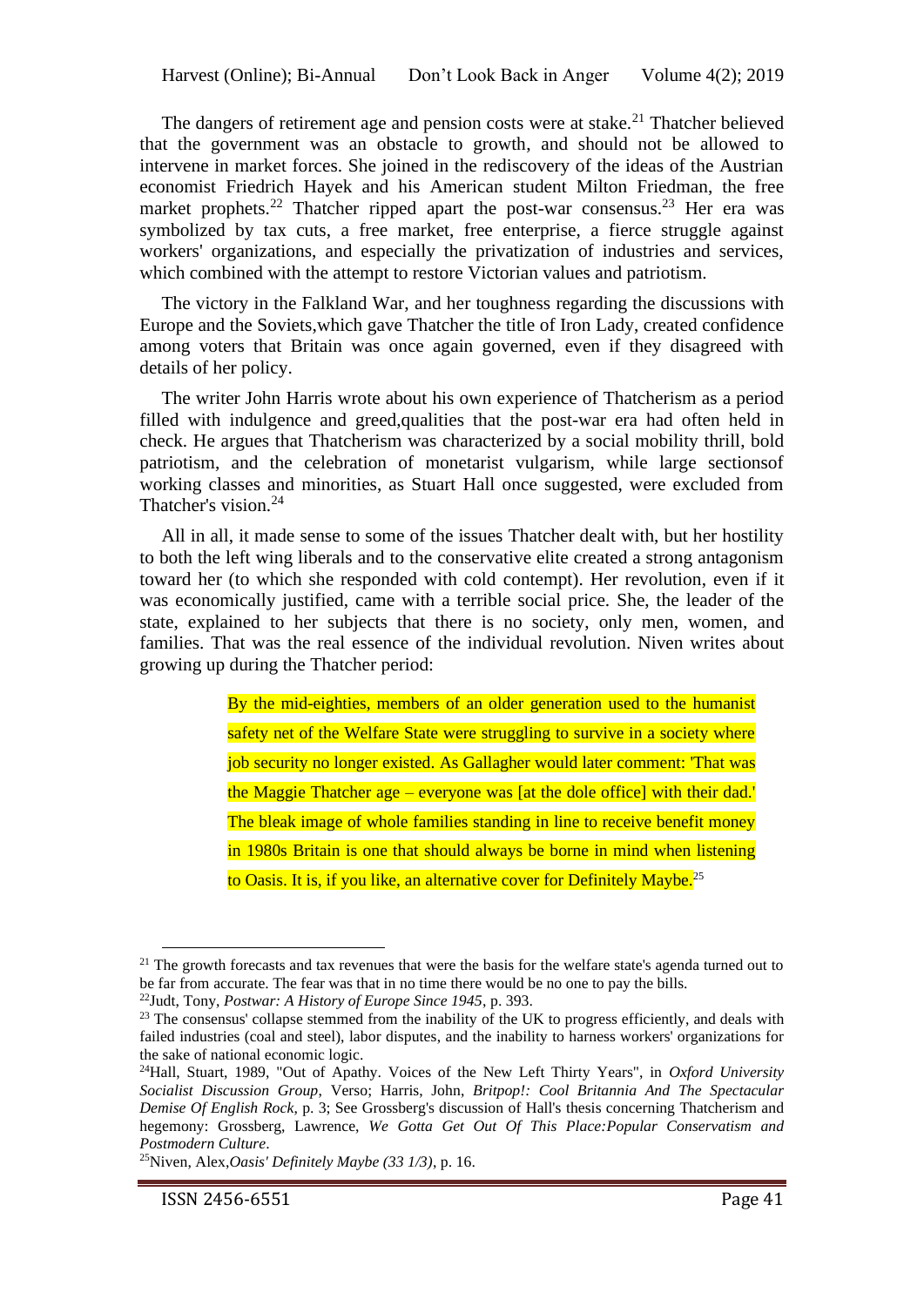The dangers of retirement age and pension costs were at stake.[21] Thatcher believed that the government was an obstacle to growth, and should not be allowed to intervene in market forces. She joined in the rediscovery of the ideas of the Austrian economist Friedrich Hayek and his American student Milton Friedman, the free market prophets.[22] Thatcher ripped apart the post-war consensus.[23] Her era was symbolized by tax cuts, a free market, free enterprise, a fierce struggle against workers' organizations, and especially the privatization of industries and services, which combined with the attempt to restore Victorian values and patriotism.

The victory in the Falkland War, and her toughness regarding the discussions with Europe and the Soviets,which gave Thatcher the title of Iron Lady, created confidence among voters that Britain was once again governed, even if they disagreed with details of her policy.

The writer John Harris wrote about his own experience of Thatcherism as a period filled with indulgence and greed,qualities that the post-war era had often held in check. He argues that Thatcherism was characterized by a social mobility thrill, bold patriotism, and the celebration of monetarist vulgarism, while large sectionsof working classes and minorities, as Stuart Hall once suggested, were excluded from Thatcher's vision.[24]

All in all, it made sense to some of the issues Thatcher dealt with, but her hostility to both the left wing liberals and to the conservative elite created a strong antagonism toward her (to which she responded with cold contempt). Her revolution, even if it was economically justified, came with a terrible social price. She, the leader of the state, explained to her subjects that there is no society, only men, women, and families. That was the real essence of the individual revolution. Niven writes about growing up during the Thatcher period:

> By the mid-eighties, members of an older generation used to the humanist safety net of the Welfare State were struggling to survive in a society where job security no longer existed. As Gallagher would later comment: 'That was the Maggie Thatcher age – everyone was [at the dole office] with their dad.' The bleak image of whole families standing in line to receive benefit money in 1980s Britain is one that should always be borne in mind when listening to Oasis. It is, if you like, an alternative cover for Definitely Maybe.[25]

---

[21] The growth forecasts and tax revenues that were the basis for the welfare state's agenda turned out to be far from accurate. The fear was that in no time there would be no one to pay the bills.

[22] Judt, Tony, *Postwar: A History of Europe Since 1945*, p. 393.

[23] The consensus' collapse stemmed from the inability of the UK to progress efficiently, and deals with failed industries (coal and steel), labor disputes, and the inability to harness workers' organizations for the sake of national economic logic.

[24] Hall, Stuart, 1989, "Out of Apathy. Voices of the New Left Thirty Years", in *Oxford University Socialist Discussion Group*, Verso; Harris, John, *Britpop!: Cool Britannia And The Spectacular Demise Of English Rock*, p. 3; See Grossberg's discussion of Hall's thesis concerning Thatcherism and hegemony: Grossberg, Lawrence, *We Gotta Get Out Of This Place:Popular Conservatism and Postmodern Culture*.

[25] Niven, Alex,*Oasis' Definitely Maybe (33 1/3)*, p. 16.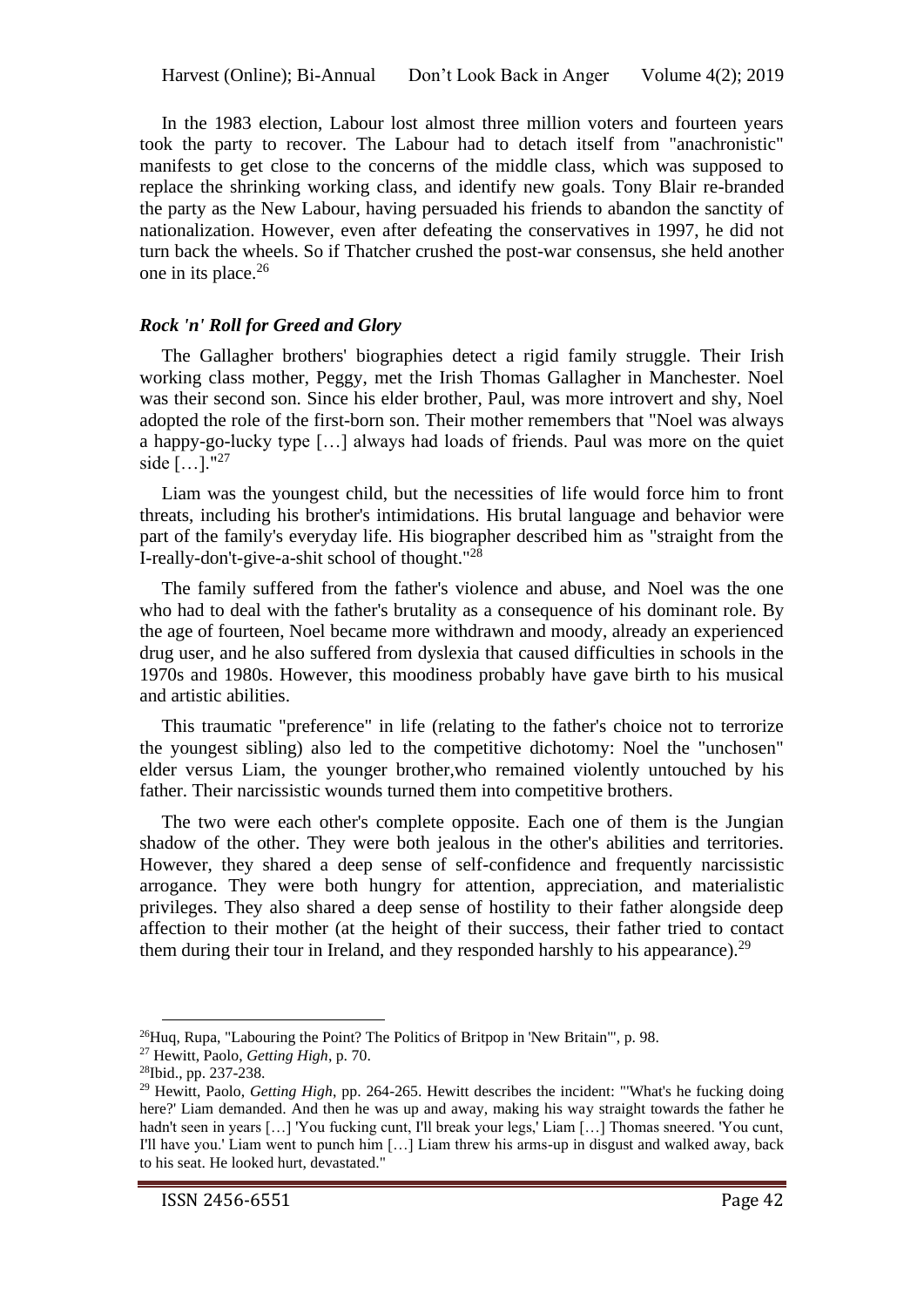In the 1983 election, Labour lost almost three million voters and fourteen years took the party to recover. The Labour had to detach itself from "anachronistic" manifests to get close to the concerns of the middle class, which was supposed to replace the shrinking working class, and identify new goals. Tony Blair re-branded the party as the New Labour, having persuaded his friends to abandon the sanctity of nationalization. However, even after defeating the conservatives in 1997, he did not turn back the wheels. So if Thatcher crushed the post-war consensus, she held another one in its place.[26]

### *Rock 'n' Roll for Greed and Glory*

The Gallagher brothers' biographies detect a rigid family struggle. Their Irish working class mother, Peggy, met the Irish Thomas Gallagher in Manchester. Noel was their second son. Since his elder brother, Paul, was more introvert and shy, Noel adopted the role of the first-born son. Their mother remembers that "Noel was always a happy-go-lucky type […] always had loads of friends. Paul was more on the quiet side […]."[27]

Liam was the youngest child, but the necessities of life would force him to front threats, including his brother's intimidations. His brutal language and behavior were part of the family's everyday life. His biographer described him as "straight from the I-really-don't-give-a-shit school of thought."[28]

The family suffered from the father's violence and abuse, and Noel was the one who had to deal with the father's brutality as a consequence of his dominant role. By the age of fourteen, Noel became more withdrawn and moody, already an experienced drug user, and he also suffered from dyslexia that caused difficulties in schools in the 1970s and 1980s. However, this moodiness probably have gave birth to his musical and artistic abilities.

This traumatic "preference" in life (relating to the father's choice not to terrorize the youngest sibling) also led to the competitive dichotomy: Noel the "unchosen" elder versus Liam, the younger brother,who remained violently untouched by his father. Their narcissistic wounds turned them into competitive brothers.

The two were each other's complete opposite. Each one of them is the Jungian shadow of the other. They were both jealous in the other's abilities and territories. However, they shared a deep sense of self-confidence and frequently narcissistic arrogance. They were both hungry for attention, appreciation, and materialistic privileges. They also shared a deep sense of hostility to their father alongside deep affection to their mother (at the height of their success, their father tried to contact them during their tour in Ireland, and they responded harshly to his appearance).[29]

---

[26] Huq, Rupa, "Labouring the Point? The Politics of Britpop in 'New Britain'", p. 98.

[27] Hewitt, Paolo, *Getting High*, p. 70.

[28] Ibid., pp. 237-238.

[29] Hewitt, Paolo, *Getting High*, pp. 264-265. Hewitt describes the incident: "'What's he fucking doing here?' Liam demanded. And then he was up and away, making his way straight towards the father he hadn't seen in years […] 'You fucking cunt, I'll break your legs,' Liam […] Thomas sneered. 'You cunt, I'll have you.' Liam went to punch him […] Liam threw his arms-up in disgust and walked away, back to his seat. He looked hurt, devastated."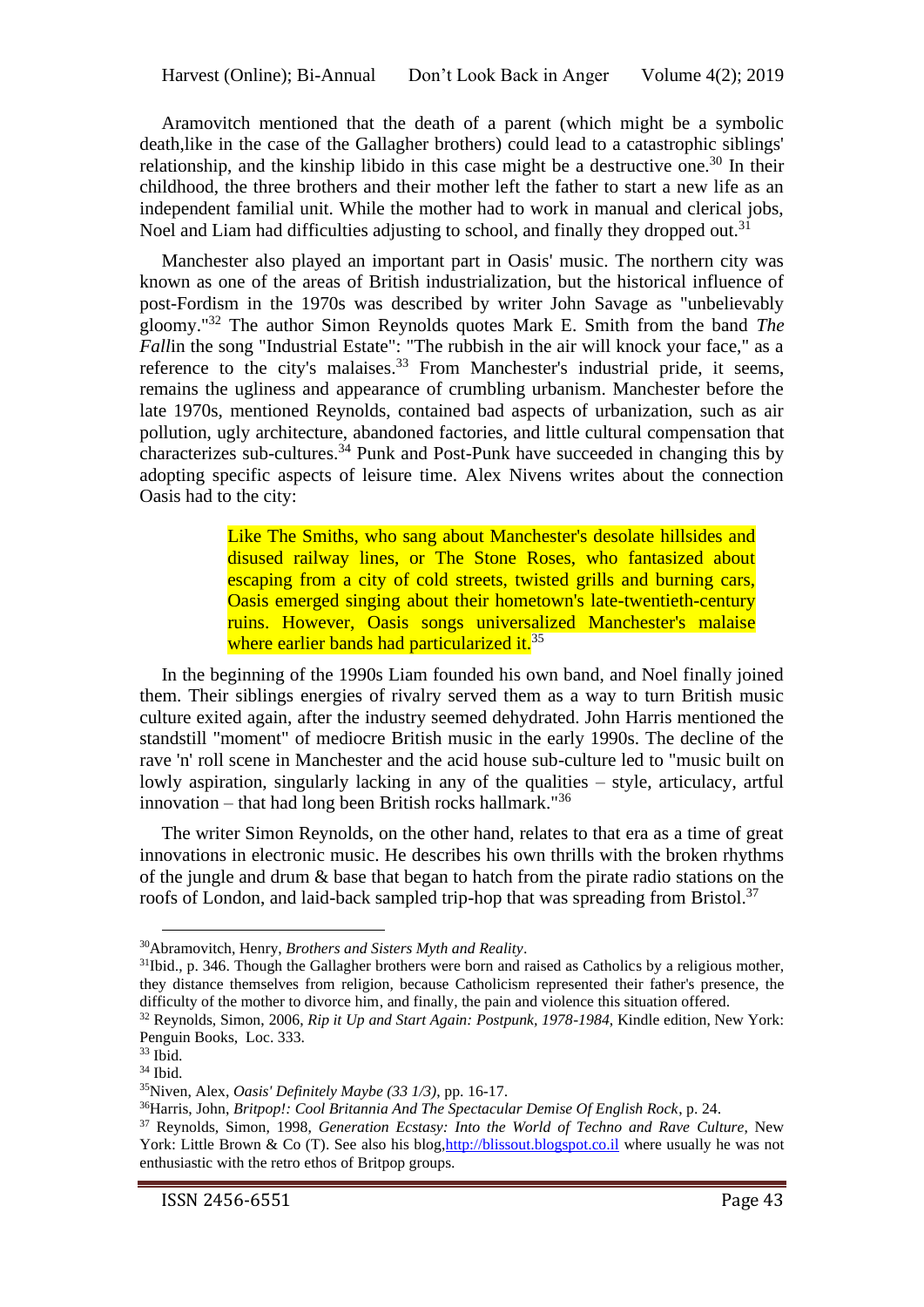Aramovitch mentioned that the death of a parent (which might be a symbolic death,like in the case of the Gallagher brothers) could lead to a catastrophic siblings' relationship, and the kinship libido in this case might be a destructive one.[30] In their childhood, the three brothers and their mother left the father to start a new life as an independent familial unit. While the mother had to work in manual and clerical jobs, Noel and Liam had difficulties adjusting to school, and finally they dropped out.[31]

Manchester also played an important part in Oasis' music. The northern city was known as one of the areas of British industrialization, but the historical influence of post-Fordism in the 1970s was described by writer John Savage as "unbelievably gloomy."[32] The author Simon Reynolds quotes Mark E. Smith from the band *The Fall*in the song "Industrial Estate": "The rubbish in the air will knock your face," as a reference to the city's malaises.[33] From Manchester's industrial pride, it seems, remains the ugliness and appearance of crumbling urbanism. Manchester before the late 1970s, mentioned Reynolds, contained bad aspects of urbanization, such as air pollution, ugly architecture, abandoned factories, and little cultural compensation that characterizes sub-cultures.[34] Punk and Post-Punk have succeeded in changing this by adopting specific aspects of leisure time. Alex Nivens writes about the connection Oasis had to the city:

> Like The Smiths, who sang about Manchester's desolate hillsides and disused railway lines, or The Stone Roses, who fantasized about escaping from a city of cold streets, twisted grills and burning cars, Oasis emerged singing about their hometown's late-twentieth-century ruins. However, Oasis songs universalized Manchester's malaise where earlier bands had particularized it.[35]

In the beginning of the 1990s Liam founded his own band, and Noel finally joined them. Their siblings energies of rivalry served them as a way to turn British music culture exited again, after the industry seemed dehydrated. John Harris mentioned the standstill "moment" of mediocre British music in the early 1990s. The decline of the rave 'n' roll scene in Manchester and the acid house sub-culture led to "music built on lowly aspiration, singularly lacking in any of the qualities – style, articulacy, artful innovation – that had long been British rocks hallmark."[36]

The writer Simon Reynolds, on the other hand, relates to that era as a time of great innovations in electronic music. He describes his own thrills with the broken rhythms of the jungle and drum & base that began to hatch from the pirate radio stations on the roofs of London, and laid-back sampled trip-hop that was spreading from Bristol.[37]

---

[30]Abramovitch, Henry, *Brothers and Sisters Myth and Reality*.

[31]Ibid., p. 346. Though the Gallagher brothers were born and raised as Catholics by a religious mother, they distance themselves from religion, because Catholicism represented their father's presence, the difficulty of the mother to divorce him, and finally, the pain and violence this situation offered.

[32] Reynolds, Simon, 2006, *Rip it Up and Start Again: Postpunk, 1978-1984*, Kindle edition, New York: Penguin Books, Loc. 333.

[33] Ibid.

[34] Ibid.

[35]Niven, Alex, *Oasis' Definitely Maybe (33 1/3)*, pp. 16-17.

[36]Harris, John, *Britpop!: Cool Britannia And The Spectacular Demise Of English Rock*, p. 24.

[37] Reynolds, Simon, 1998, *Generation Ecstasy: Into the World of Techno and Rave Culture*, New York: Little Brown & Co (T). See also his blog,http://blissout.blogspot.co.il where usually he was not enthusiastic with the retro ethos of Britpop groups.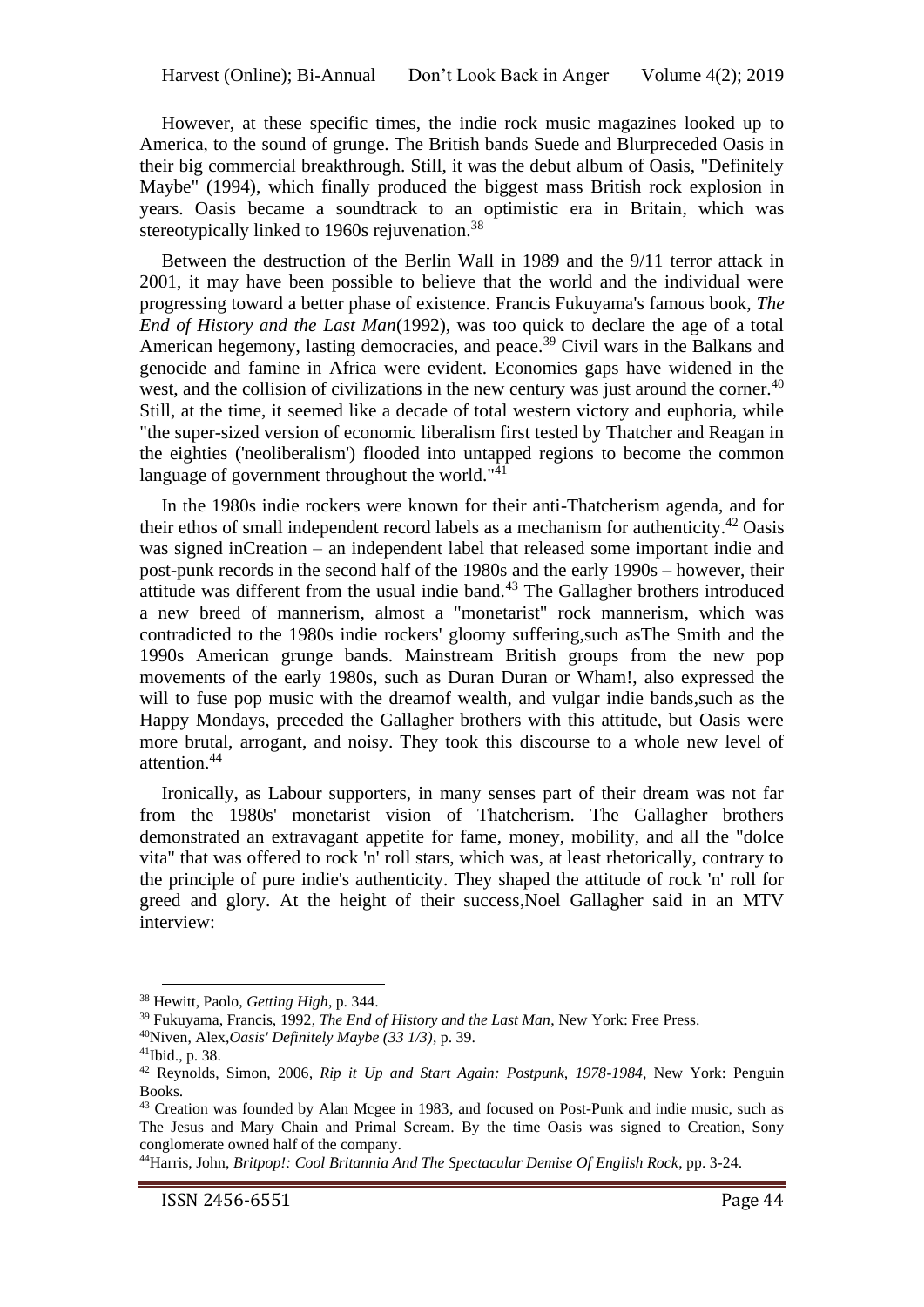However, at these specific times, the indie rock music magazines looked up to America, to the sound of grunge. The British bands Suede and Blurpreceded Oasis in their big commercial breakthrough. Still, it was the debut album of Oasis, "Definitely Maybe" (1994), which finally produced the biggest mass British rock explosion in years. Oasis became a soundtrack to an optimistic era in Britain, which was stereotypically linked to 1960s rejuvenation.[38]

Between the destruction of the Berlin Wall in 1989 and the 9/11 terror attack in 2001, it may have been possible to believe that the world and the individual were progressing toward a better phase of existence. Francis Fukuyama's famous book, *The End of History and the Last Man*(1992), was too quick to declare the age of a total American hegemony, lasting democracies, and peace.[39] Civil wars in the Balkans and genocide and famine in Africa were evident. Economies gaps have widened in the west, and the collision of civilizations in the new century was just around the corner.[40] Still, at the time, it seemed like a decade of total western victory and euphoria, while "the super-sized version of economic liberalism first tested by Thatcher and Reagan in the eighties ('neoliberalism') flooded into untapped regions to become the common language of government throughout the world."[41]

In the 1980s indie rockers were known for their anti-Thatcherism agenda, and for their ethos of small independent record labels as a mechanism for authenticity.[42] Oasis was signed inCreation – an independent label that released some important indie and post-punk records in the second half of the 1980s and the early 1990s – however, their attitude was different from the usual indie band.[43] The Gallagher brothers introduced a new breed of mannerism, almost a "monetarist" rock mannerism, which was contradicted to the 1980s indie rockers' gloomy suffering,such asThe Smith and the 1990s American grunge bands. Mainstream British groups from the new pop movements of the early 1980s, such as Duran Duran or Wham!, also expressed the will to fuse pop music with the dreamof wealth, and vulgar indie bands,such as the Happy Mondays, preceded the Gallagher brothers with this attitude, but Oasis were more brutal, arrogant, and noisy. They took this discourse to a whole new level of attention.[44]

Ironically, as Labour supporters, in many senses part of their dream was not far from the 1980s' monetarist vision of Thatcherism. The Gallagher brothers demonstrated an extravagant appetite for fame, money, mobility, and all the "dolce vita" that was offered to rock 'n' roll stars, which was, at least rhetorically, contrary to the principle of pure indie's authenticity. They shaped the attitude of rock 'n' roll for greed and glory. At the height of their success,Noel Gallagher said in an MTV interview:

---

[38] Hewitt, Paolo, *Getting High*, p. 344.

[39] Fukuyama, Francis, 1992, *The End of History and the Last Man*, New York: Free Press.

[40] Niven, Alex,*Oasis' Definitely Maybe (33 1/3)*, p. 39.

[41] Ibid., p. 38.

[42] Reynolds, Simon, 2006, *Rip it Up and Start Again: Postpunk, 1978-1984*, New York: Penguin Books.

[43] Creation was founded by Alan Mcgee in 1983, and focused on Post-Punk and indie music, such as The Jesus and Mary Chain and Primal Scream. By the time Oasis was signed to Creation, Sony conglomerate owned half of the company.

[44] Harris, John, *Britpop!: Cool Britannia And The Spectacular Demise Of English Rock*, pp. 3-24.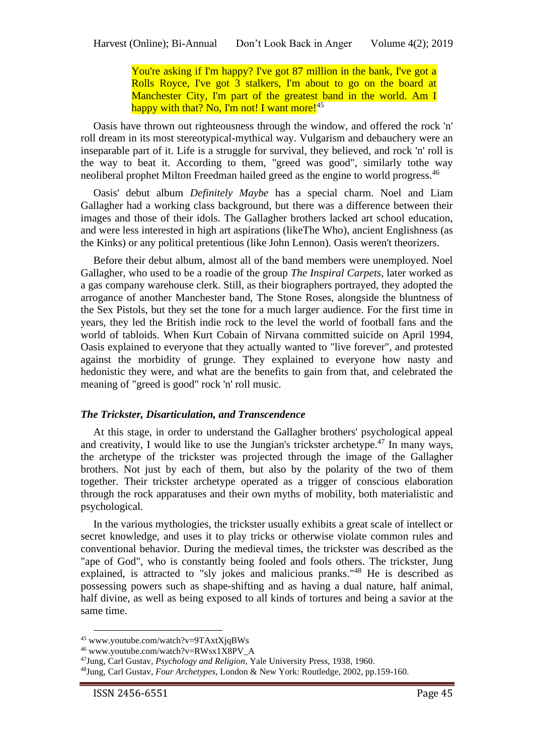> You're asking if I'm happy? I've got 87 million in the bank, I've got a Rolls Royce, I've got 3 stalkers, I'm about to go on the board at Manchester City, I'm part of the greatest band in the world. Am I happy with that? No, I'm not! I want more![45]

Oasis have thrown out righteousness through the window, and offered the rock 'n' roll dream in its most stereotypical-mythical way. Vulgarism and debauchery were an inseparable part of it. Life is a struggle for survival, they believed, and rock 'n' roll is the way to beat it. According to them, "greed was good", similarly tothe way neoliberal prophet Milton Freedman hailed greed as the engine to world progress.[46]

Oasis' debut album *Definitely Maybe* has a special charm. Noel and Liam Gallagher had a working class background, but there was a difference between their images and those of their idols. The Gallagher brothers lacked art school education, and were less interested in high art aspirations (likeThe Who), ancient Englishness (as the Kinks) or any political pretentious (like John Lennon). Oasis weren't theorizers.

Before their debut album, almost all of the band members were unemployed. Noel Gallagher, who used to be a roadie of the group *The Inspiral Carpets*, later worked as a gas company warehouse clerk. Still, as their biographers portrayed, they adopted the arrogance of another Manchester band, The Stone Roses, alongside the bluntness of the Sex Pistols, but they set the tone for a much larger audience. For the first time in years, they led the British indie rock to the level the world of football fans and the world of tabloids. When Kurt Cobain of Nirvana committed suicide on April 1994, Oasis explained to everyone that they actually wanted to "live forever", and protested against the morbidity of grunge. They explained to everyone how nasty and hedonistic they were, and what are the benefits to gain from that, and celebrated the meaning of "greed is good" rock 'n' roll music.

### *The Trickster, Disarticulation, and Transcendence*

At this stage, in order to understand the Gallagher brothers' psychological appeal and creativity, I would like to use the Jungian's trickster archetype.[47] In many ways, the archetype of the trickster was projected through the image of the Gallagher brothers. Not just by each of them, but also by the polarity of the two of them together. Their trickster archetype operated as a trigger of conscious elaboration through the rock apparatuses and their own myths of mobility, both materialistic and psychological.

In the various mythologies, the trickster usually exhibits a great scale of intellect or secret knowledge, and uses it to play tricks or otherwise violate common rules and conventional behavior. During the medieval times, the trickster was described as the "ape of God", who is constantly being fooled and fools others. The trickster, Jung explained, is attracted to "sly jokes and malicious pranks."[48] He is described as possessing powers such as shape-shifting and as having a dual nature, half animal, half divine, as well as being exposed to all kinds of tortures and being a savior at the same time.

---

[45] www.youtube.com/watch?v=9TAxtXjqBWs

[46] www.youtube.com/watch?v=RWsx1X8PV_A

[47] Jung, Carl Gustav, *Psychology and Religion*, Yale University Press, 1938, 1960.

[48] Jung, Carl Gustav, *Four Archetypes*, London & New York: Routledge, 2002, pp.159-160.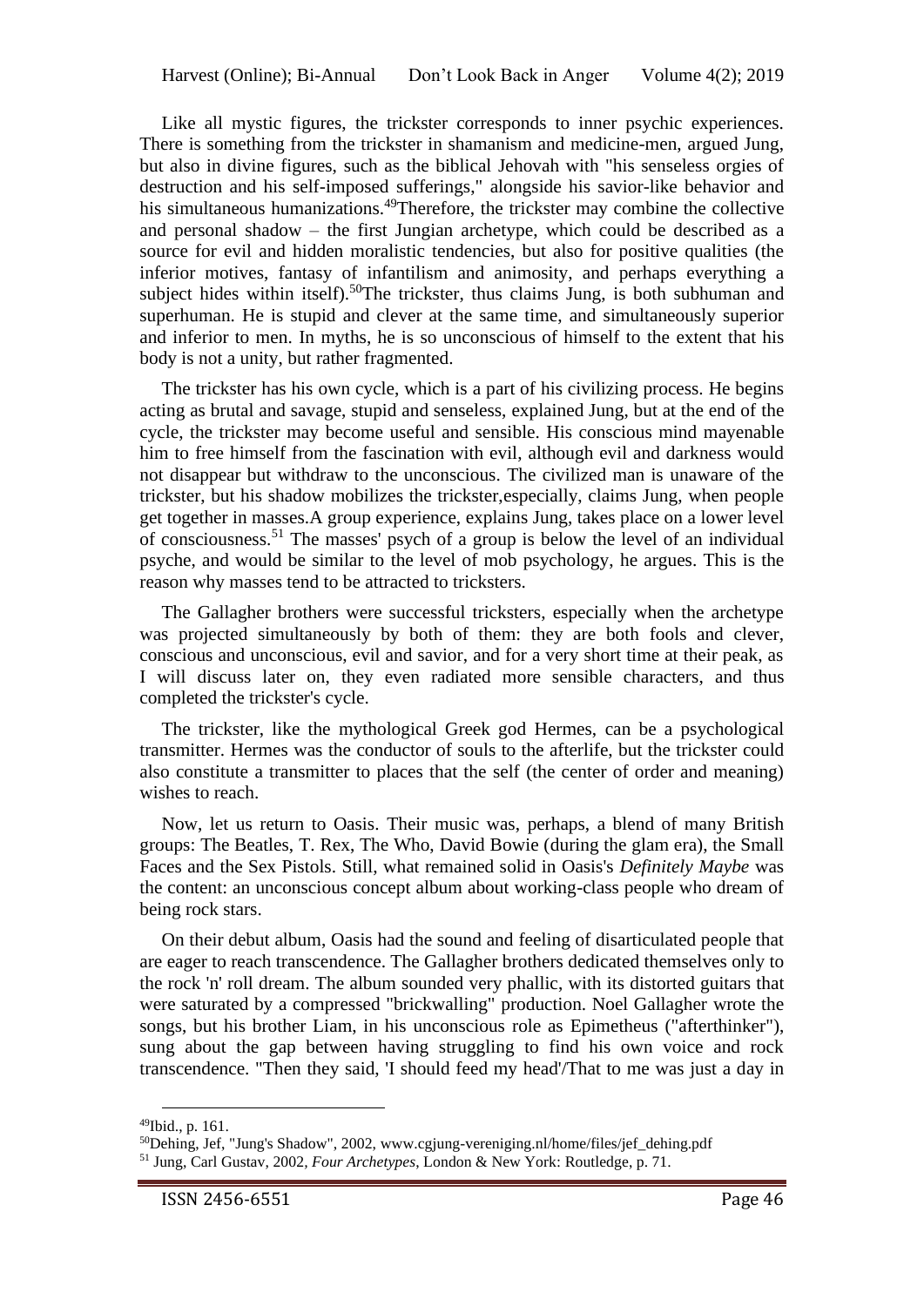Like all mystic figures, the trickster corresponds to inner psychic experiences. There is something from the trickster in shamanism and medicine-men, argued Jung, but also in divine figures, such as the biblical Jehovah with "his senseless orgies of destruction and his self-imposed sufferings," alongside his savior-like behavior and his simultaneous humanizations.[49]Therefore, the trickster may combine the collective and personal shadow – the first Jungian archetype, which could be described as a source for evil and hidden moralistic tendencies, but also for positive qualities (the inferior motives, fantasy of infantilism and animosity, and perhaps everything a subject hides within itself).[50]The trickster, thus claims Jung, is both subhuman and superhuman. He is stupid and clever at the same time, and simultaneously superior and inferior to men. In myths, he is so unconscious of himself to the extent that his body is not a unity, but rather fragmented.

The trickster has his own cycle, which is a part of his civilizing process. He begins acting as brutal and savage, stupid and senseless, explained Jung, but at the end of the cycle, the trickster may become useful and sensible. His conscious mind mayenable him to free himself from the fascination with evil, although evil and darkness would not disappear but withdraw to the unconscious. The civilized man is unaware of the trickster, but his shadow mobilizes the trickster,especially, claims Jung, when people get together in masses.A group experience, explains Jung, takes place on a lower level of consciousness.[51] The masses' psych of a group is below the level of an individual psyche, and would be similar to the level of mob psychology, he argues. This is the reason why masses tend to be attracted to tricksters.

The Gallagher brothers were successful tricksters, especially when the archetype was projected simultaneously by both of them: they are both fools and clever, conscious and unconscious, evil and savior, and for a very short time at their peak, as I will discuss later on, they even radiated more sensible characters, and thus completed the trickster's cycle.

The trickster, like the mythological Greek god Hermes, can be a psychological transmitter. Hermes was the conductor of souls to the afterlife, but the trickster could also constitute a transmitter to places that the self (the center of order and meaning) wishes to reach.

Now, let us return to Oasis. Their music was, perhaps, a blend of many British groups: The Beatles, T. Rex, The Who, David Bowie (during the glam era), the Small Faces and the Sex Pistols. Still, what remained solid in Oasis's *Definitely Maybe* was the content: an unconscious concept album about working-class people who dream of being rock stars.

On their debut album, Oasis had the sound and feeling of disarticulated people that are eager to reach transcendence. The Gallagher brothers dedicated themselves only to the rock 'n' roll dream. The album sounded very phallic, with its distorted guitars that were saturated by a compressed "brickwalling" production. Noel Gallagher wrote the songs, but his brother Liam, in his unconscious role as Epimetheus ("afterthinker"), sung about the gap between having struggling to find his own voice and rock transcendence. "Then they said, 'I should feed my head'/That to me was just a day in

---

[49]Ibid., p. 161.

[50]Dehing, Jef, "Jung's Shadow", 2002, www.cgjung-vereniging.nl/home/files/jef_dehing.pdf

[51] Jung, Carl Gustav, 2002, *Four Archetypes*, London & New York: Routledge, p. 71.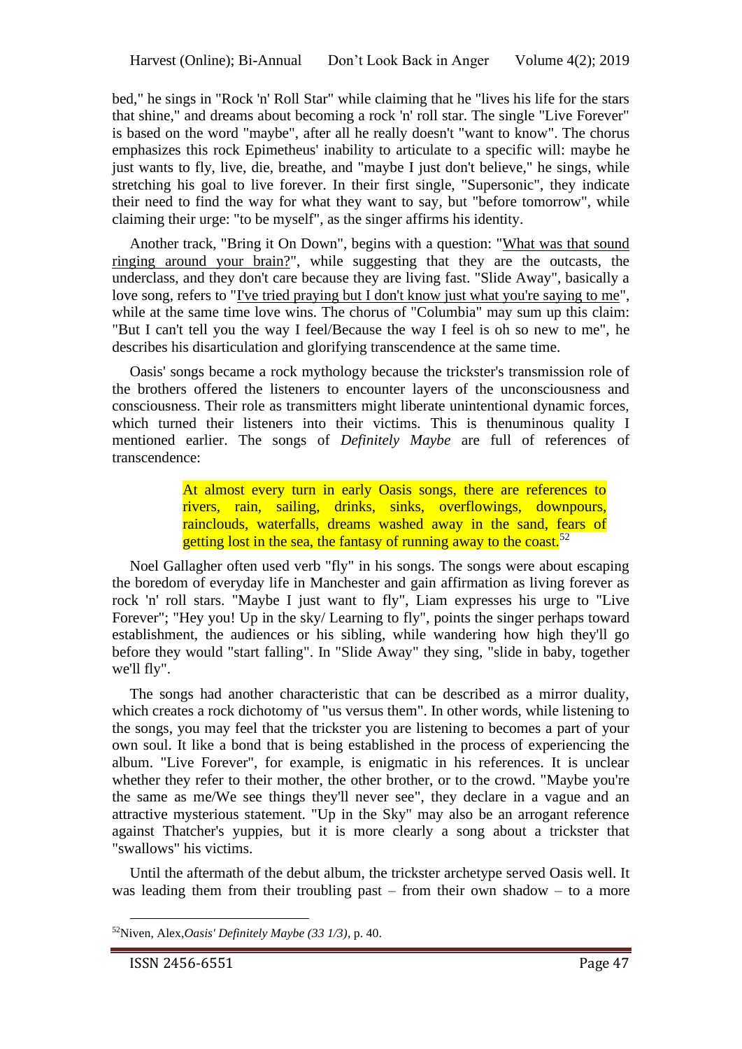bed," he sings in "Rock 'n' Roll Star" while claiming that he "lives his life for the stars that shine," and dreams about becoming a rock 'n' roll star. The single "Live Forever" is based on the word "maybe", after all he really doesn't "want to know". The chorus emphasizes this rock Epimetheus' inability to articulate to a specific will: maybe he just wants to fly, live, die, breathe, and "maybe I just don't believe," he sings, while stretching his goal to live forever. In their first single, "Supersonic", they indicate their need to find the way for what they want to say, but "before tomorrow", while claiming their urge: "to be myself", as the singer affirms his identity.

Another track, "Bring it On Down", begins with a question: "What was that sound ringing around your brain?", while suggesting that they are the outcasts, the underclass, and they don't care because they are living fast. "Slide Away", basically a love song, refers to "I've tried praying but I don't know just what you're saying to me", while at the same time love wins. The chorus of "Columbia" may sum up this claim: "But I can't tell you the way I feel/Because the way I feel is oh so new to me", he describes his disarticulation and glorifying transcendence at the same time.

Oasis' songs became a rock mythology because the trickster's transmission role of the brothers offered the listeners to encounter layers of the unconsciousness and consciousness. Their role as transmitters might liberate unintentional dynamic forces, which turned their listeners into their victims. This is thenuminous quality I mentioned earlier. The songs of *Definitely Maybe* are full of references of transcendence:

> At almost every turn in early Oasis songs, there are references to rivers, rain, sailing, drinks, sinks, overflowings, downpours, rainclouds, waterfalls, dreams washed away in the sand, fears of getting lost in the sea, the fantasy of running away to the coast.[52]

Noel Gallagher often used verb "fly" in his songs. The songs were about escaping the boredom of everyday life in Manchester and gain affirmation as living forever as rock 'n' roll stars. "Maybe I just want to fly", Liam expresses his urge to "Live Forever"; "Hey you! Up in the sky/ Learning to fly", points the singer perhaps toward establishment, the audiences or his sibling, while wandering how high they'll go before they would "start falling". In "Slide Away" they sing, "slide in baby, together we'll fly".

The songs had another characteristic that can be described as a mirror duality, which creates a rock dichotomy of "us versus them". In other words, while listening to the songs, you may feel that the trickster you are listening to becomes a part of your own soul. It like a bond that is being established in the process of experiencing the album. "Live Forever", for example, is enigmatic in his references. It is unclear whether they refer to their mother, the other brother, or to the crowd. "Maybe you're the same as me/We see things they'll never see", they declare in a vague and an attractive mysterious statement. "Up in the Sky" may also be an arrogant reference against Thatcher's yuppies, but it is more clearly a song about a trickster that "swallows" his victims.

Until the aftermath of the debut album, the trickster archetype served Oasis well. It was leading them from their troubling past – from their own shadow – to a more

---

[52] Niven, Alex, *Oasis' Definitely Maybe (33 1/3)*, p. 40.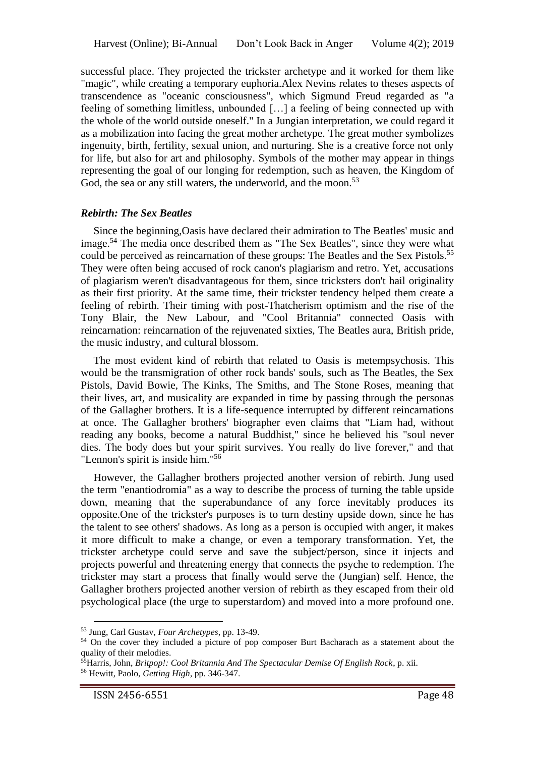successful place. They projected the trickster archetype and it worked for them like "magic", while creating a temporary euphoria.Alex Nevins relates to theses aspects of transcendence as "oceanic consciousness", which Sigmund Freud regarded as "a feeling of something limitless, unbounded […] a feeling of being connected up with the whole of the world outside oneself." In a Jungian interpretation, we could regard it as a mobilization into facing the great mother archetype. The great mother symbolizes ingenuity, birth, fertility, sexual union, and nurturing. She is a creative force not only for life, but also for art and philosophy. Symbols of the mother may appear in things representing the goal of our longing for redemption, such as heaven, the Kingdom of God, the sea or any still waters, the underworld, and the moon.[53]

### *Rebirth: The Sex Beatles*

Since the beginning,Oasis have declared their admiration to The Beatles' music and image.[54] The media once described them as "The Sex Beatles", since they were what could be perceived as reincarnation of these groups: The Beatles and the Sex Pistols.[55] They were often being accused of rock canon's plagiarism and retro. Yet, accusations of plagiarism weren't disadvantageous for them, since tricksters don't hail originality as their first priority. At the same time, their trickster tendency helped them create a feeling of rebirth. Their timing with post-Thatcherism optimism and the rise of the Tony Blair, the New Labour, and "Cool Britannia" connected Oasis with reincarnation: reincarnation of the rejuvenated sixties, The Beatles aura, British pride, the music industry, and cultural blossom.

The most evident kind of rebirth that related to Oasis is metempsychosis. This would be the transmigration of other rock bands' souls, such as The Beatles, the Sex Pistols, David Bowie, The Kinks, The Smiths, and The Stone Roses, meaning that their lives, art, and musicality are expanded in time by passing through the personas of the Gallagher brothers. It is a life-sequence interrupted by different reincarnations at once. The Gallagher brothers' biographer even claims that "Liam had, without reading any books, become a natural Buddhist," since he believed his "soul never dies. The body does but your spirit survives. You really do live forever," and that "Lennon's spirit is inside him."[56]

However, the Gallagher brothers projected another version of rebirth. Jung used the term "enantiodromia" as a way to describe the process of turning the table upside down, meaning that the superabundance of any force inevitably produces its opposite.One of the trickster's purposes is to turn destiny upside down, since he has the talent to see others' shadows. As long as a person is occupied with anger, it makes it more difficult to make a change, or even a temporary transformation. Yet, the trickster archetype could serve and save the subject/person, since it injects and projects powerful and threatening energy that connects the psyche to redemption. The trickster may start a process that finally would serve the (Jungian) self. Hence, the Gallagher brothers projected another version of rebirth as they escaped from their old psychological place (the urge to superstardom) and moved into a more profound one.

---

[53] Jung, Carl Gustav, *Four Archetypes*, pp. 13-49.

[54] On the cover they included a picture of pop composer Burt Bacharach as a statement about the quality of their melodies.

[55] Harris, John, *Britpop!: Cool Britannia And The Spectacular Demise Of English Rock*, p. xii.

[56] Hewitt, Paolo, *Getting High*, pp. 346-347.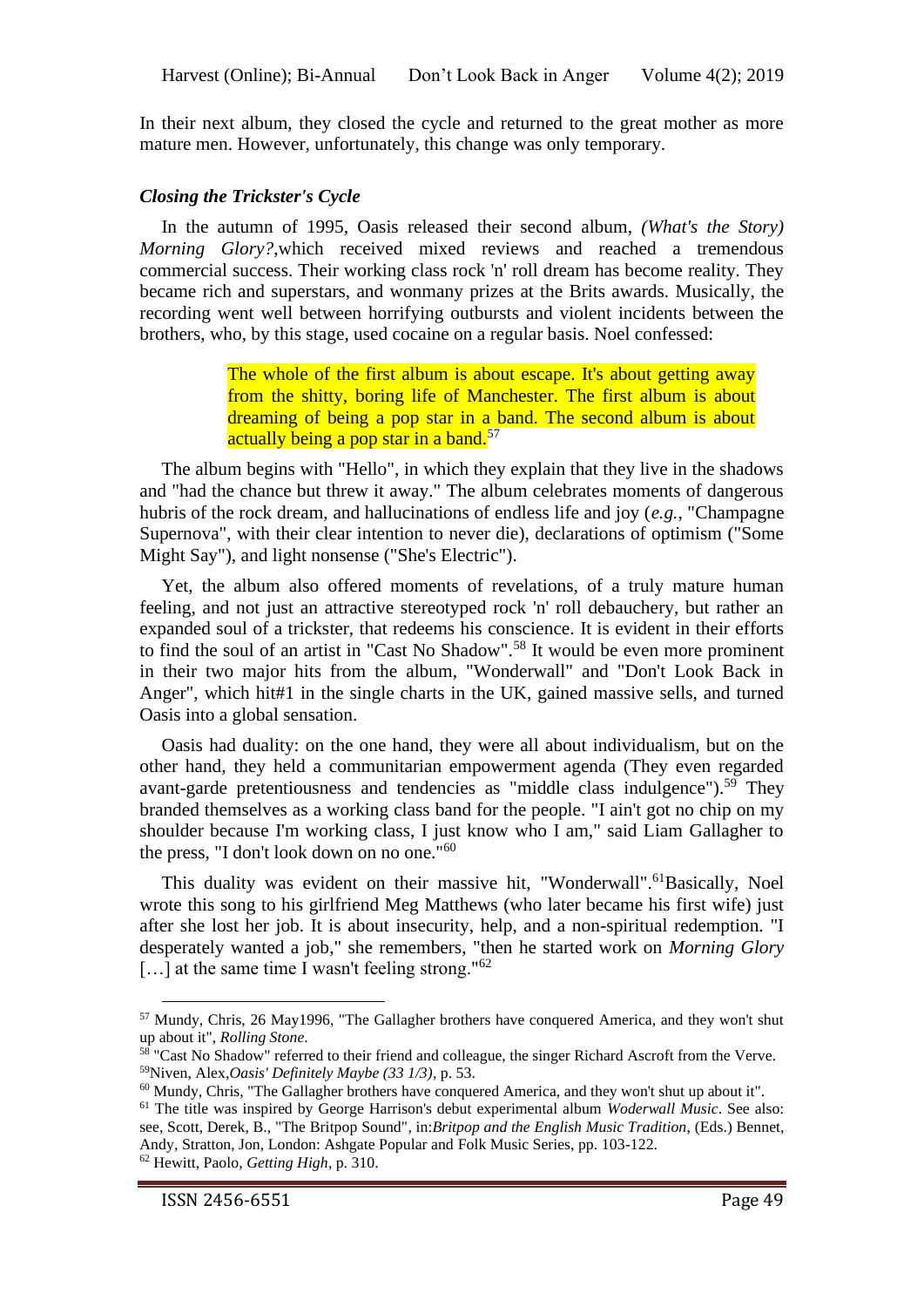In their next album, they closed the cycle and returned to the great mother as more mature men. However, unfortunately, this change was only temporary.

### *Closing the Trickster's Cycle*

In the autumn of 1995, Oasis released their second album, *(What's the Story) Morning Glory?*,which received mixed reviews and reached a tremendous commercial success. Their working class rock 'n' roll dream has become reality. They became rich and superstars, and wonmany prizes at the Brits awards. Musically, the recording went well between horrifying outbursts and violent incidents between the brothers, who, by this stage, used cocaine on a regular basis. Noel confessed:

> The whole of the first album is about escape. It's about getting away from the shitty, boring life of Manchester. The first album is about dreaming of being a pop star in a band. The second album is about actually being a pop star in a band.[57]

The album begins with "Hello", in which they explain that they live in the shadows and "had the chance but threw it away." The album celebrates moments of dangerous hubris of the rock dream, and hallucinations of endless life and joy (*e.g.*, "Champagne Supernova", with their clear intention to never die), declarations of optimism ("Some Might Say"), and light nonsense ("She's Electric").

Yet, the album also offered moments of revelations, of a truly mature human feeling, and not just an attractive stereotyped rock 'n' roll debauchery, but rather an expanded soul of a trickster, that redeems his conscience. It is evident in their efforts to find the soul of an artist in "Cast No Shadow".[58] It would be even more prominent in their two major hits from the album, "Wonderwall" and "Don't Look Back in Anger", which hit#1 in the single charts in the UK, gained massive sells, and turned Oasis into a global sensation.

Oasis had duality: on the one hand, they were all about individualism, but on the other hand, they held a communitarian empowerment agenda (They even regarded avant-garde pretentiousness and tendencies as "middle class indulgence").[59] They branded themselves as a working class band for the people. "I ain't got no chip on my shoulder because I'm working class, I just know who I am," said Liam Gallagher to the press, "I don't look down on no one."[60]

This duality was evident on their massive hit, "Wonderwall".[61]Basically, Noel wrote this song to his girlfriend Meg Matthews (who later became his first wife) just after she lost her job. It is about insecurity, help, and a non-spiritual redemption. "I desperately wanted a job," she remembers, "then he started work on *Morning Glory* […] at the same time I wasn't feeling strong."[62]

---

[57] Mundy, Chris, 26 May1996, "The Gallagher brothers have conquered America, and they won't shut up about it", *Rolling Stone*.

[58] "Cast No Shadow" referred to their friend and colleague, the singer Richard Ascroft from the Verve.

[59]Niven, Alex,*Oasis' Definitely Maybe (33 1/3)*, p. 53.

[60] Mundy, Chris, "The Gallagher brothers have conquered America, and they won't shut up about it".

[61] The title was inspired by George Harrison's debut experimental album *Woderwall Music*. See also: see, Scott, Derek, B., "The Britpop Sound", in:*Britpop and the English Music Tradition*, (Eds.) Bennet, Andy, Stratton, Jon, London: Ashgate Popular and Folk Music Series, pp. 103-122.

[62] Hewitt, Paolo, *Getting High*, p. 310.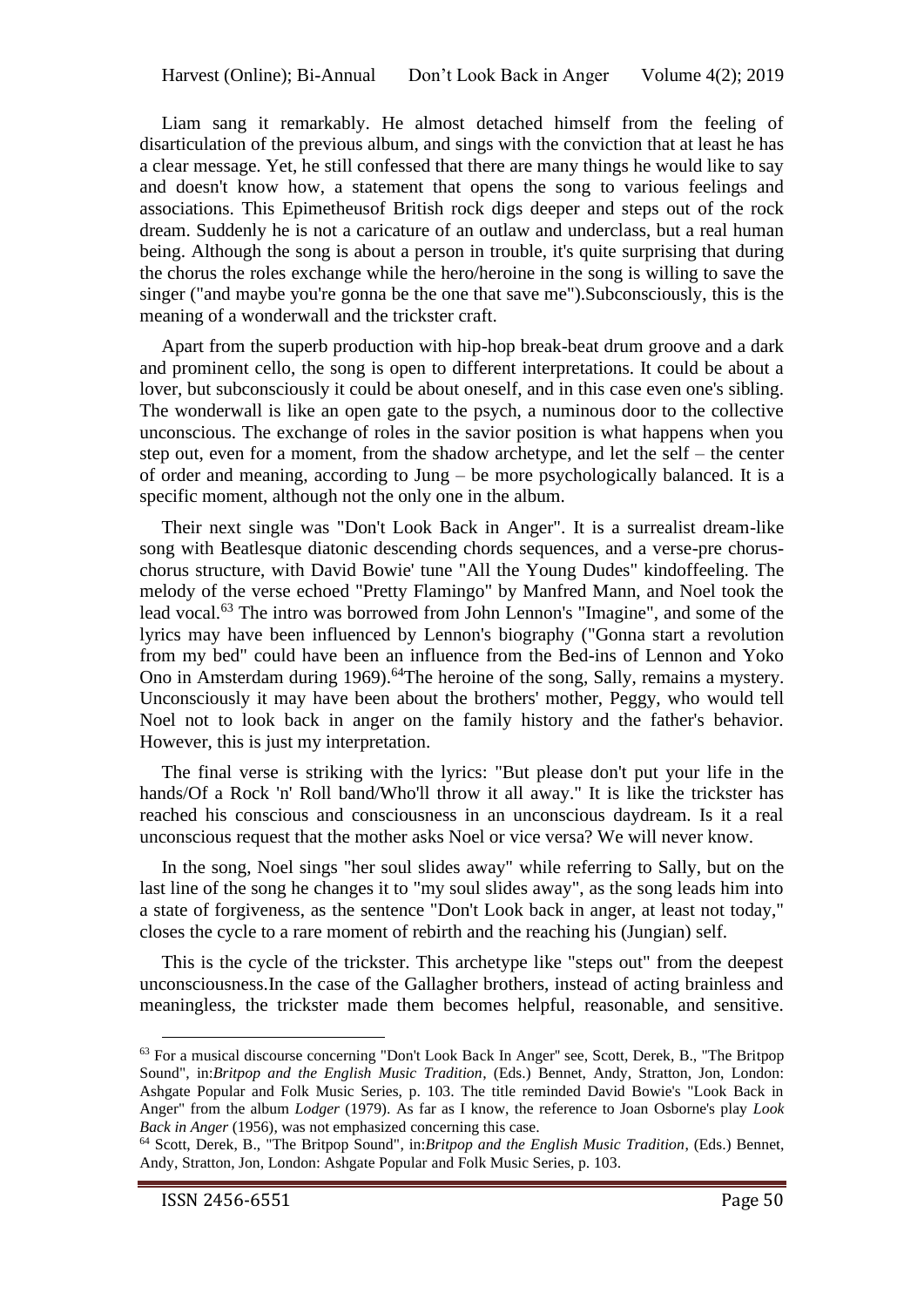Liam sang it remarkably. He almost detached himself from the feeling of disarticulation of the previous album, and sings with the conviction that at least he has a clear message. Yet, he still confessed that there are many things he would like to say and doesn't know how, a statement that opens the song to various feelings and associations. This Epimetheusof British rock digs deeper and steps out of the rock dream. Suddenly he is not a caricature of an outlaw and underclass, but a real human being. Although the song is about a person in trouble, it's quite surprising that during the chorus the roles exchange while the hero/heroine in the song is willing to save the singer ("and maybe you're gonna be the one that save me").Subconsciously, this is the meaning of a wonderwall and the trickster craft.

Apart from the superb production with hip-hop break-beat drum groove and a dark and prominent cello, the song is open to different interpretations. It could be about a lover, but subconsciously it could be about oneself, and in this case even one's sibling. The wonderwall is like an open gate to the psych, a numinous door to the collective unconscious. The exchange of roles in the savior position is what happens when you step out, even for a moment, from the shadow archetype, and let the self – the center of order and meaning, according to Jung – be more psychologically balanced. It is a specific moment, although not the only one in the album.

Their next single was "Don't Look Back in Anger". It is a surrealist dream-like song with Beatlesque diatonic descending chords sequences, and a verse-pre chorus-chorus structure, with David Bowie' tune "All the Young Dudes" kindoffeeling. The melody of the verse echoed "Pretty Flamingo" by Manfred Mann, and Noel took the lead vocal.[63] The intro was borrowed from John Lennon's "Imagine", and some of the lyrics may have been influenced by Lennon's biography ("Gonna start a revolution from my bed" could have been an influence from the Bed-ins of Lennon and Yoko Ono in Amsterdam during 1969).[64]The heroine of the song, Sally, remains a mystery. Unconsciously it may have been about the brothers' mother, Peggy, who would tell Noel not to look back in anger on the family history and the father's behavior. However, this is just my interpretation.

The final verse is striking with the lyrics: "But please don't put your life in the hands/Of a Rock 'n' Roll band/Who'll throw it all away." It is like the trickster has reached his conscious and consciousness in an unconscious daydream. Is it a real unconscious request that the mother asks Noel or vice versa? We will never know.

In the song, Noel sings "her soul slides away" while referring to Sally, but on the last line of the song he changes it to "my soul slides away", as the song leads him into a state of forgiveness, as the sentence "Don't Look back in anger, at least not today," closes the cycle to a rare moment of rebirth and the reaching his (Jungian) self.

This is the cycle of the trickster. This archetype like "steps out" from the deepest unconsciousness.In the case of the Gallagher brothers, instead of acting brainless and meaningless, the trickster made them becomes helpful, reasonable, and sensitive.

---

[63] For a musical discourse concerning "Don't Look Back In Anger" see, Scott, Derek, B., "The Britpop Sound", in:*Britpop and the English Music Tradition*, (Eds.) Bennet, Andy, Stratton, Jon, London: Ashgate Popular and Folk Music Series, p. 103. The title reminded David Bowie's "Look Back in Anger" from the album *Lodger* (1979). As far as I know, the reference to Joan Osborne's play *Look Back in Anger* (1956), was not emphasized concerning this case.

[64] Scott, Derek, B., "The Britpop Sound", in:*Britpop and the English Music Tradition*, (Eds.) Bennet, Andy, Stratton, Jon, London: Ashgate Popular and Folk Music Series, p. 103.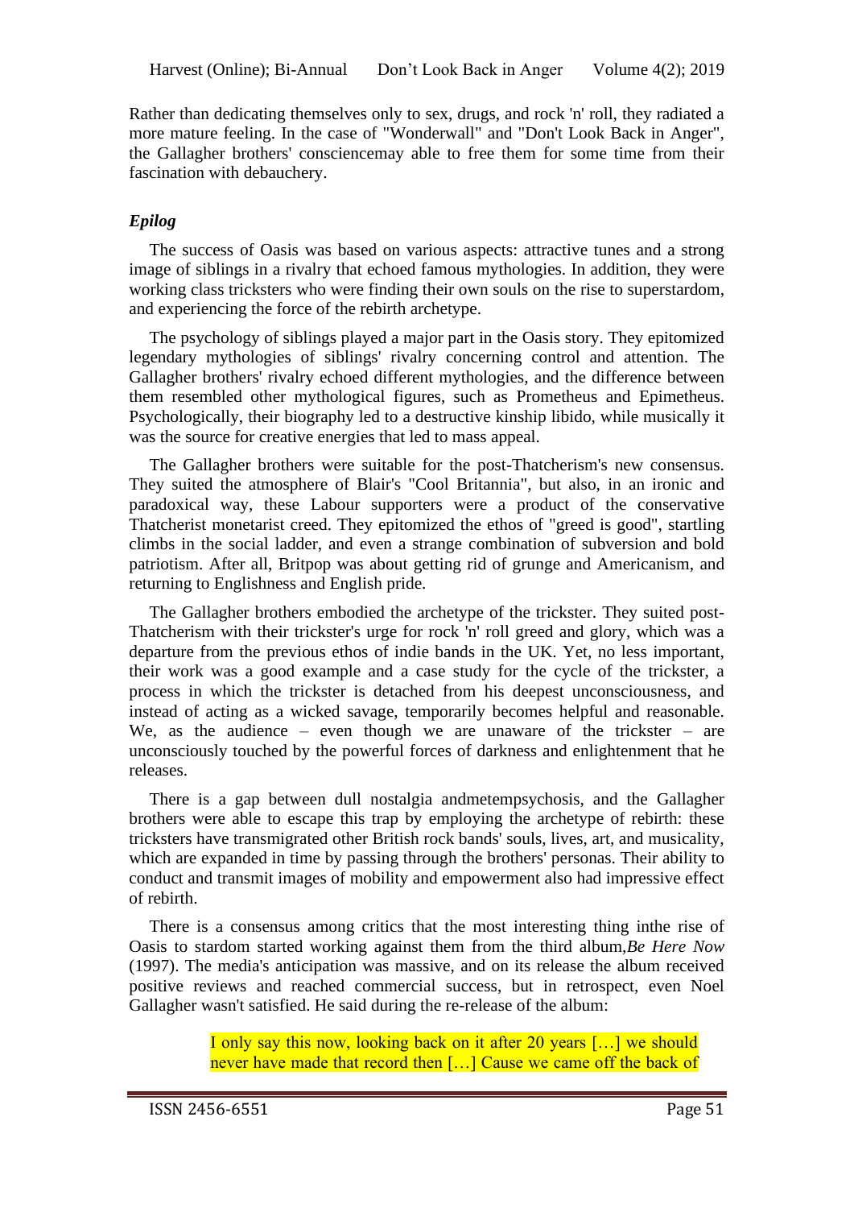Rather than dedicating themselves only to sex, drugs, and rock 'n' roll, they radiated a more mature feeling. In the case of "Wonderwall" and "Don't Look Back in Anger", the Gallagher brothers' consciencemay able to free them for some time from their fascination with debauchery.

### *Epilog*

The success of Oasis was based on various aspects: attractive tunes and a strong image of siblings in a rivalry that echoed famous mythologies. In addition, they were working class tricksters who were finding their own souls on the rise to superstardom, and experiencing the force of the rebirth archetype.

The psychology of siblings played a major part in the Oasis story. They epitomized legendary mythologies of siblings' rivalry concerning control and attention. The Gallagher brothers' rivalry echoed different mythologies, and the difference between them resembled other mythological figures, such as Prometheus and Epimetheus. Psychologically, their biography led to a destructive kinship libido, while musically it was the source for creative energies that led to mass appeal.

The Gallagher brothers were suitable for the post-Thatcherism's new consensus. They suited the atmosphere of Blair's "Cool Britannia", but also, in an ironic and paradoxical way, these Labour supporters were a product of the conservative Thatcherist monetarist creed. They epitomized the ethos of "greed is good", startling climbs in the social ladder, and even a strange combination of subversion and bold patriotism. After all, Britpop was about getting rid of grunge and Americanism, and returning to Englishness and English pride.

The Gallagher brothers embodied the archetype of the trickster. They suited post-Thatcherism with their trickster's urge for rock 'n' roll greed and glory, which was a departure from the previous ethos of indie bands in the UK. Yet, no less important, their work was a good example and a case study for the cycle of the trickster, a process in which the trickster is detached from his deepest unconsciousness, and instead of acting as a wicked savage, temporarily becomes helpful and reasonable. We, as the audience – even though we are unaware of the trickster – are unconsciously touched by the powerful forces of darkness and enlightenment that he releases.

There is a gap between dull nostalgia andmetempsychosis, and the Gallagher brothers were able to escape this trap by employing the archetype of rebirth: these tricksters have transmigrated other British rock bands' souls, lives, art, and musicality, which are expanded in time by passing through the brothers' personas. Their ability to conduct and transmit images of mobility and empowerment also had impressive effect of rebirth.

There is a consensus among critics that the most interesting thing inthe rise of Oasis to stardom started working against them from the third album,*Be Here Now* (1997). The media's anticipation was massive, and on its release the album received positive reviews and reached commercial success, but in retrospect, even Noel Gallagher wasn't satisfied. He said during the re-release of the album:

> I only say this now, looking back on it after 20 years […] we should never have made that record then […] Cause we came off the back of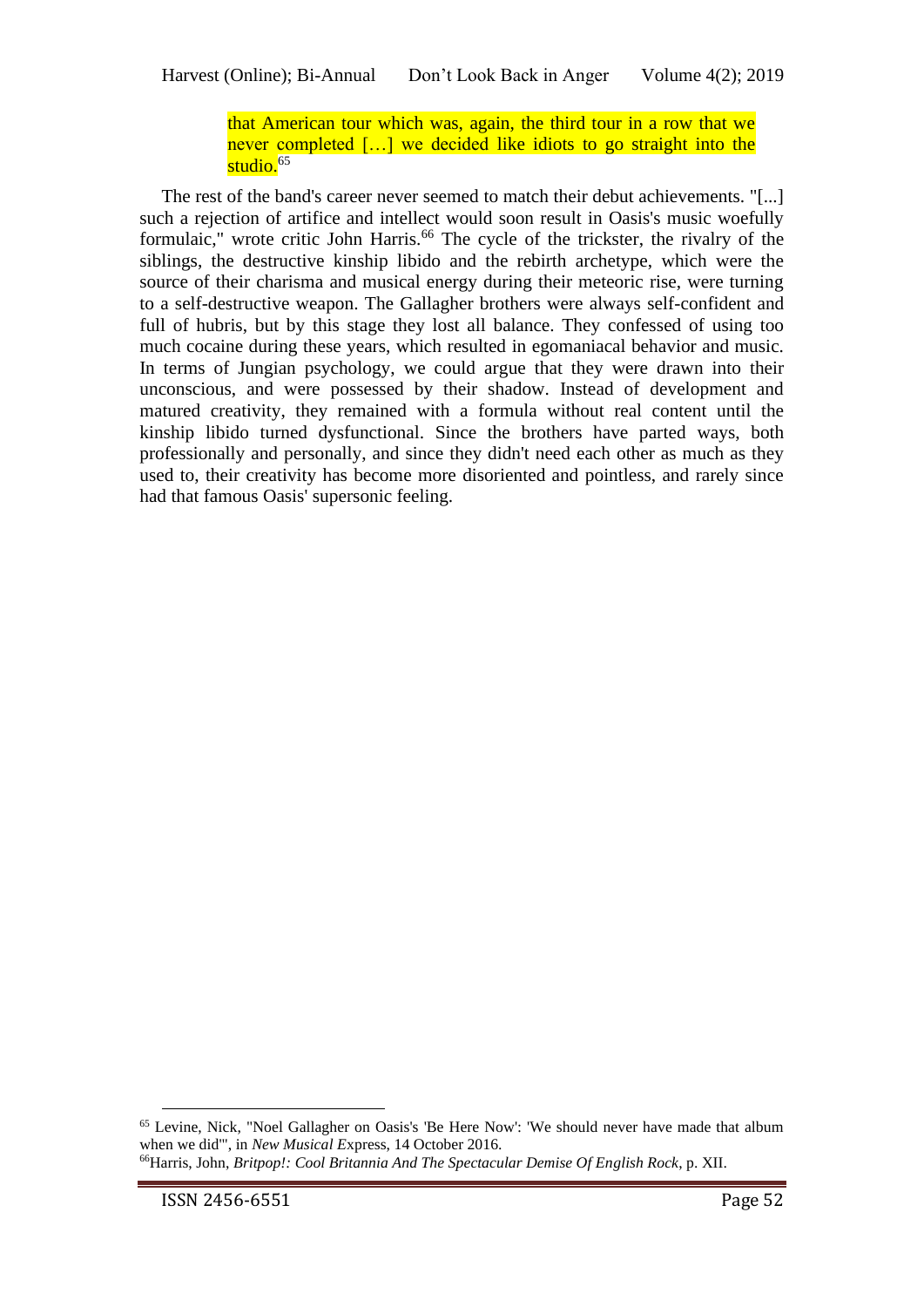> that American tour which was, again, the third tour in a row that we never completed […] we decided like idiots to go straight into the studio.[65]

The rest of the band's career never seemed to match their debut achievements. "[...] such a rejection of artifice and intellect would soon result in Oasis's music woefully formulaic," wrote critic John Harris.[66] The cycle of the trickster, the rivalry of the siblings, the destructive kinship libido and the rebirth archetype, which were the source of their charisma and musical energy during their meteoric rise, were turning to a self-destructive weapon. The Gallagher brothers were always self-confident and full of hubris, but by this stage they lost all balance. They confessed of using too much cocaine during these years, which resulted in egomaniacal behavior and music. In terms of Jungian psychology, we could argue that they were drawn into their unconscious, and were possessed by their shadow. Instead of development and matured creativity, they remained with a formula without real content until the kinship libido turned dysfunctional. Since the brothers have parted ways, both professionally and personally, and since they didn't need each other as much as they used to, their creativity has become more disoriented and pointless, and rarely since had that famous Oasis' supersonic feeling.

---

[65] Levine, Nick, "Noel Gallagher on Oasis's 'Be Here Now': 'We should never have made that album when we did'", in *New Musical E*xpress, 14 October 2016.

[66] Harris, John, *Britpop!: Cool Britannia And The Spectacular Demise Of English Rock*, p. XII.